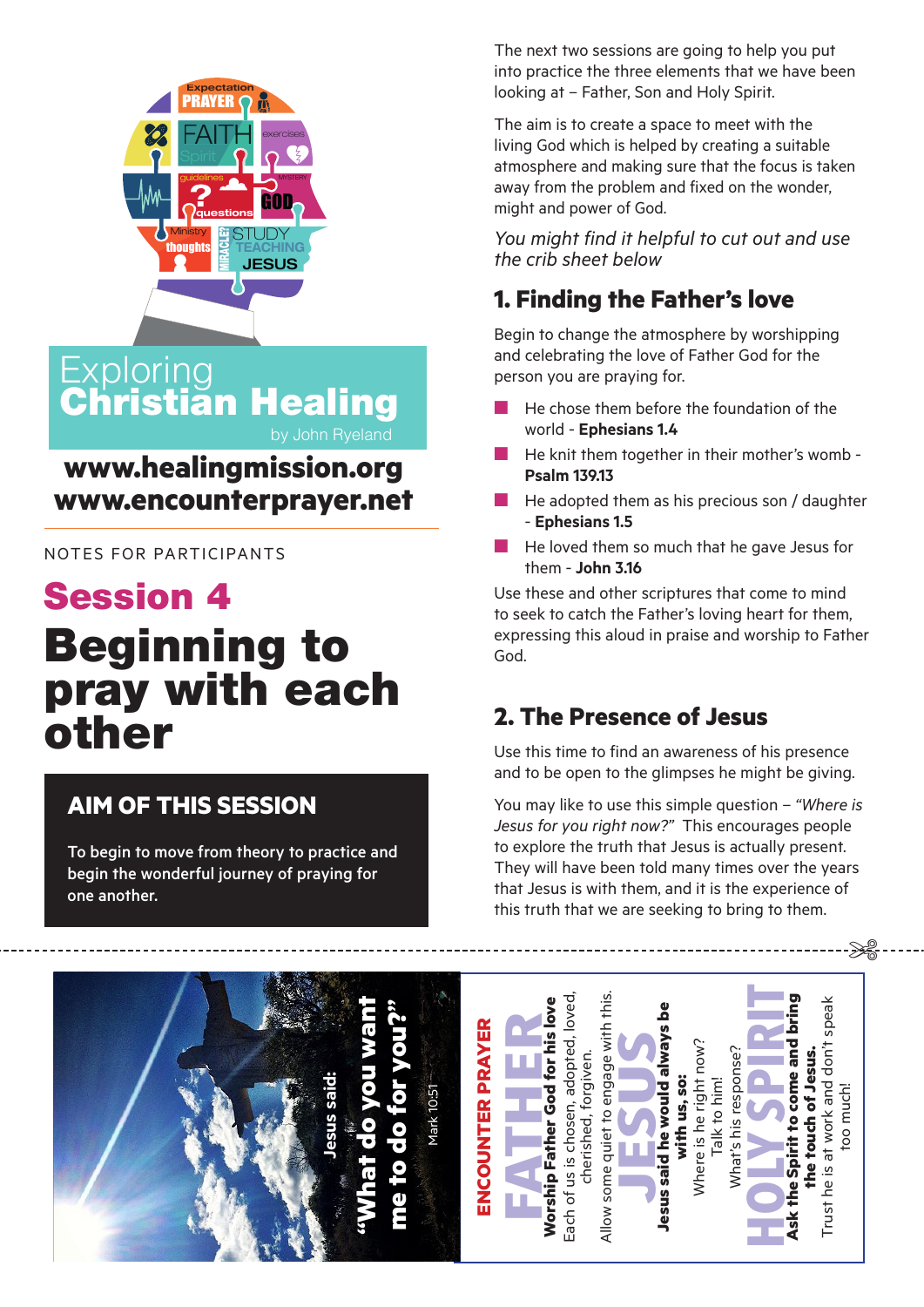# Exploring Christian Healing

by John Ryeland

**www.healingmission.org**
**www.encounterprayer.net**

NOTES FOR PARTICIPANTS

## Session 4

# Beginning to pray with each other

### AIM OF THIS SESSION

To begin to move from theory to practice and begin the wonderful journey of praying for one another.

The next two sessions are going to help you put into practice the three elements that we have been looking at – Father, Son and Holy Spirit.

The aim is to create a space to meet with the living God which is helped by creating a suitable atmosphere and making sure that the focus is taken away from the problem and fixed on the wonder, might and power of God.

*You might find it helpful to cut out and use the crib sheet below*

## 1. Finding the Father's love

Begin to change the atmosphere by worshipping and celebrating the love of Father God for the person you are praying for.

- He chose them before the foundation of the world - **Ephesians 1.4**
- He knit them together in their mother's womb - **Psalm 139.13**
- He adopted them as his precious son / daughter - **Ephesians 1.5**
- He loved them so much that he gave Jesus for them - **John 3.16**

Use these and other scriptures that come to mind to seek to catch the Father's loving heart for them, expressing this aloud in praise and worship to Father God.

## 2. The Presence of Jesus

Use this time to find an awareness of his presence and to be open to the glimpses he might be giving.

You may like to use this simple question – *"Where is Jesus for you right now?"* This encourages people to explore the truth that Jesus is actually present. They will have been told many times over the years that Jesus is with them, and it is the experience of this truth that we are seeking to bring to them.

---

**Jesus said:**
**"What do you want me to do for you?"**
Mark 10:51

**ENCOUNTER PRAYER**

**FATHER**
**Worship Father God for his love**
Each of us is chosen, adopted, loved, cherished, forgiven.
Allow some quiet to engage with this.

**JESUS**
**Jesus said he would always be with us, so:**
Where is he right now?
Talk to him!
What's his response?

**HOLY SPIRIT**
**Ask the Spirit to come and bring the touch of Jesus.**
Trust he is at work and don't speak too much!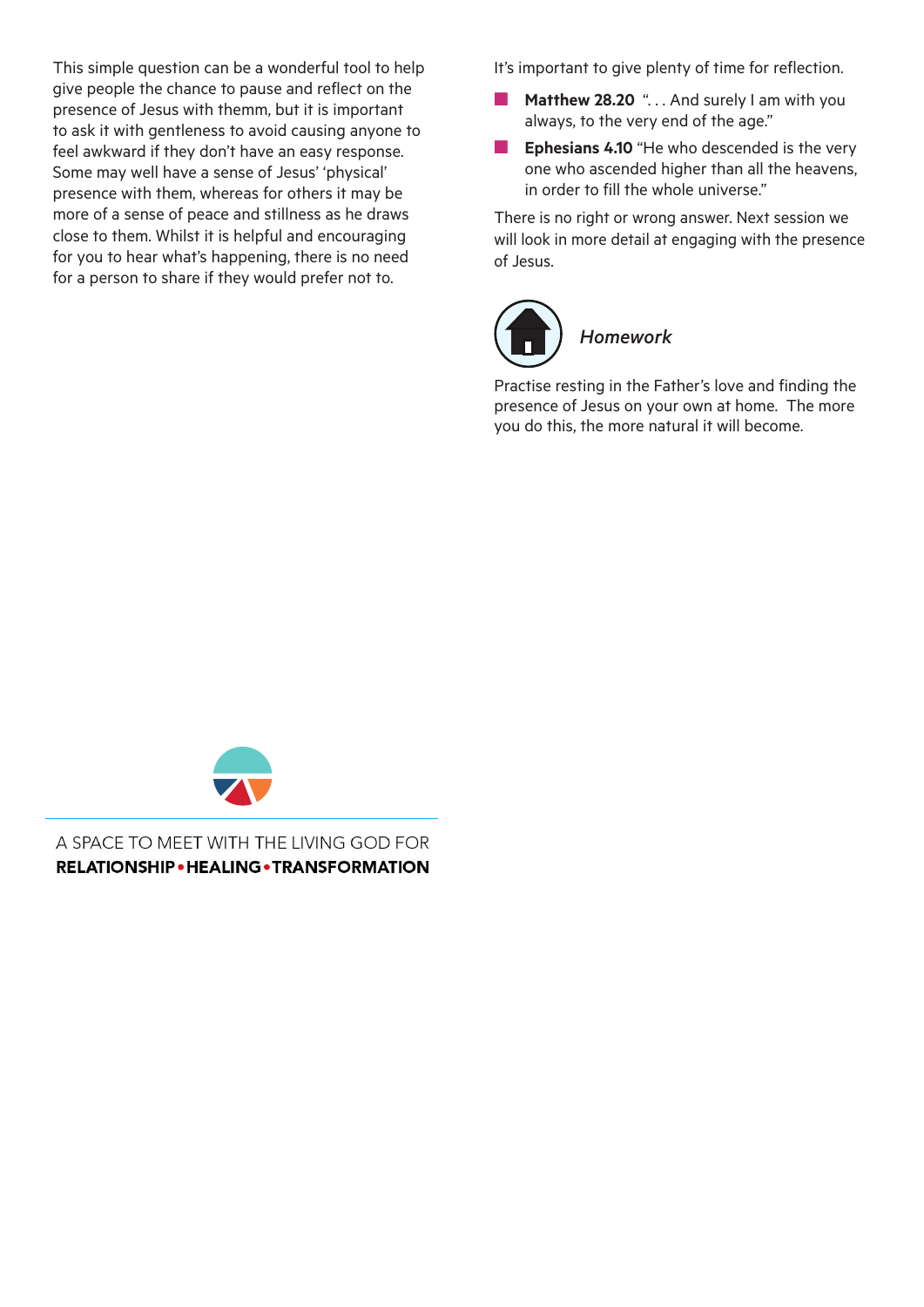This simple question can be a wonderful tool to help give people the chance to pause and reflect on the presence of Jesus with themm, but it is important to ask it with gentleness to avoid causing anyone to feel awkward if they don't have an easy response. Some may well have a sense of Jesus' 'physical' presence with them, whereas for others it may be more of a sense of peace and stillness as he draws close to them. Whilst it is helpful and encouraging for you to hear what's happening, there is no need for a person to share if they would prefer not to.

It's important to give plenty of time for reflection.

- **Matthew 28.20** ". . . And surely I am with you always, to the very end of the age."
- **Ephesians 4.10** "He who descended is the very one who ascended higher than all the heavens, in order to fill the whole universe."

There is no right or wrong answer. Next session we will look in more detail at engaging with the presence of Jesus.

### *Homework*

Practise resting in the Father's love and finding the presence of Jesus on your own at home. The more you do this, the more natural it will become.

A SPACE TO MEET WITH THE LIVING GOD FOR
**RELATIONSHIP • HEALING • TRANSFORMATION**